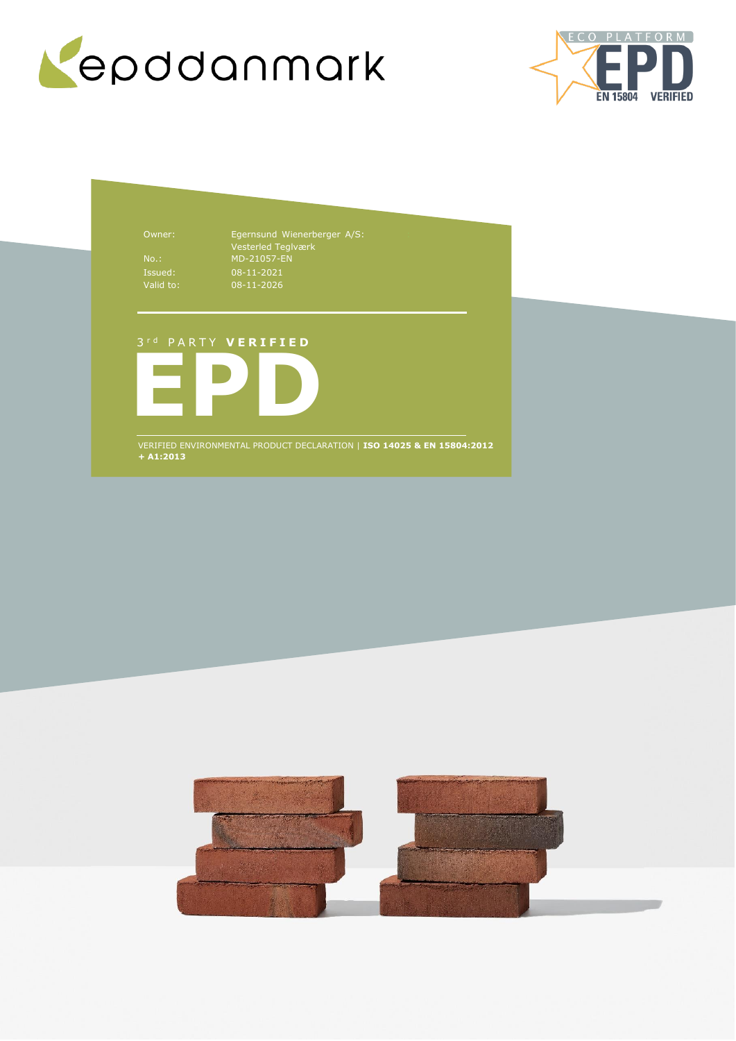epddanmark

ECO PLATFORM EPD EN 15804 VERIFIED

| | |
|---|---|
| Owner: | Egernsund Wienerberger A/S: Vesterled Teglværk |
| No.: | MD-21057-EN |
| Issued: | 08-11-2021 |
| Valid to: | 08-11-2026 |

3rd PARTY **VERIFIED**

# EPD

VERIFIED ENVIRONMENTAL PRODUCT DECLARATION | **ISO 14025 & EN 15804:2012 + A1:2013**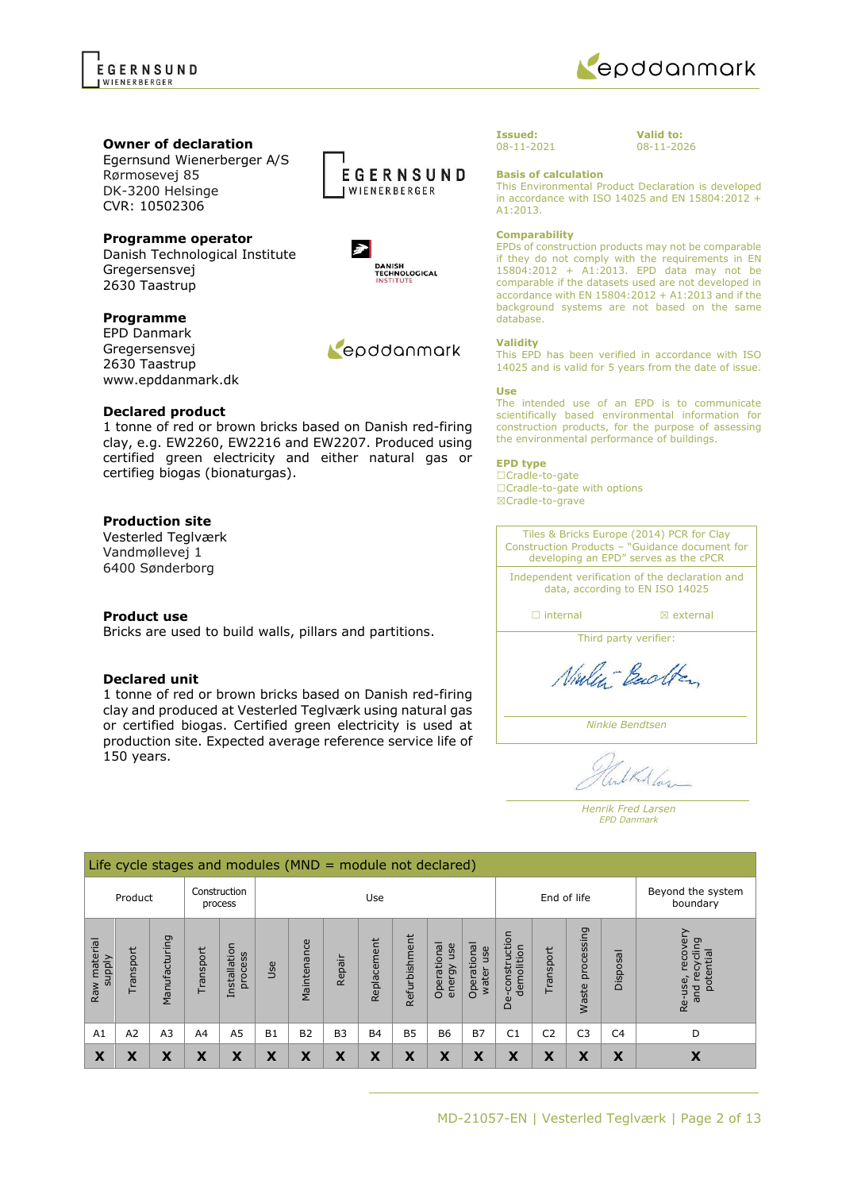**Owner of declaration**
Egernsund Wienerberger A/S
Rørmosevej 85
DK-3200 Helsinge
CVR: 10502306

**Programme operator**
Danish Technological Institute
Gregersensvej
2630 Taastrup

**Programme**
EPD Danmark
Gregersensvej
2630 Taastrup
www.epddanmark.dk

**Declared product**
1 tonne of red or brown bricks based on Danish red-firing clay, e.g. EW2260, EW2216 and EW2207. Produced using certified green electricity and either natural gas or certifieg biogas (bionaturgas).

**Production site**
Vesterled Teglværk
Vandmøllevej 1
6400 Sønderborg

**Product use**
Bricks are used to build walls, pillars and partitions.

**Declared unit**
1 tonne of red or brown bricks based on Danish red-firing clay and produced at Vesterled Teglværk using natural gas or certified biogas. Certified green electricity is used at production site. Expected average reference service life of 150 years.

**Issued:** 08-11-2021

**Valid to:** 08-11-2026

**Basis of calculation**
This Environmental Product Declaration is developed in accordance with ISO 14025 and EN 15804:2012 + A1:2013.

**Comparability**
EPDs of construction products may not be comparable if they do not comply with the requirements in EN 15804:2012 + A1:2013. EPD data may not be comparable if the datasets used are not developed in accordance with EN 15804:2012 + A1:2013 and if the background systems are not based on the same database.

**Validity**
This EPD has been verified in accordance with ISO 14025 and is valid for 5 years from the date of issue.

**Use**
The intended use of an EPD is to communicate scientifically based environmental information for construction products, for the purpose of assessing the environmental performance of buildings.

**EPD type**
☐Cradle-to-gate
☐Cradle-to-gate with options
☒Cradle-to-grave

Tiles & Bricks Europe (2014) PCR for Clay Construction Products – "Guidance document for developing an EPD" serves as the cPCR

Independent verification of the declaration and data, according to EN ISO 14025

☐ internal ☒ external

Third party verifier:

*Ninkie Bendtsen*

*Henrik Fred Larsen*
*EPD Danmark*

| Life cycle stages and modules (MND = module not declared) | | | | | | | | | | | | | | | | |
|---|---|---|---|---|---|---|---|---|---|---|---|---|---|---|---|---|
| Product | | | Construction process | | Use | | | | | | | End of life | | | | Beyond the system boundary |
| Raw material supply | Transport | Manufacturing | Transport | Installation process | Use | Maintenance | Repair | Replacement | Refurbishment | Operational energy use | Operational water use | De-construction demolition | Transport | Waste processing | Disposal | Re-use, recovery and recycling potential |
| A1 | A2 | A3 | A4 | A5 | B1 | B2 | B3 | B4 | B5 | B6 | B7 | C1 | C2 | C3 | C4 | D |
| X | X | X | X | X | X | X | X | X | X | X | X | X | X | X | X | X |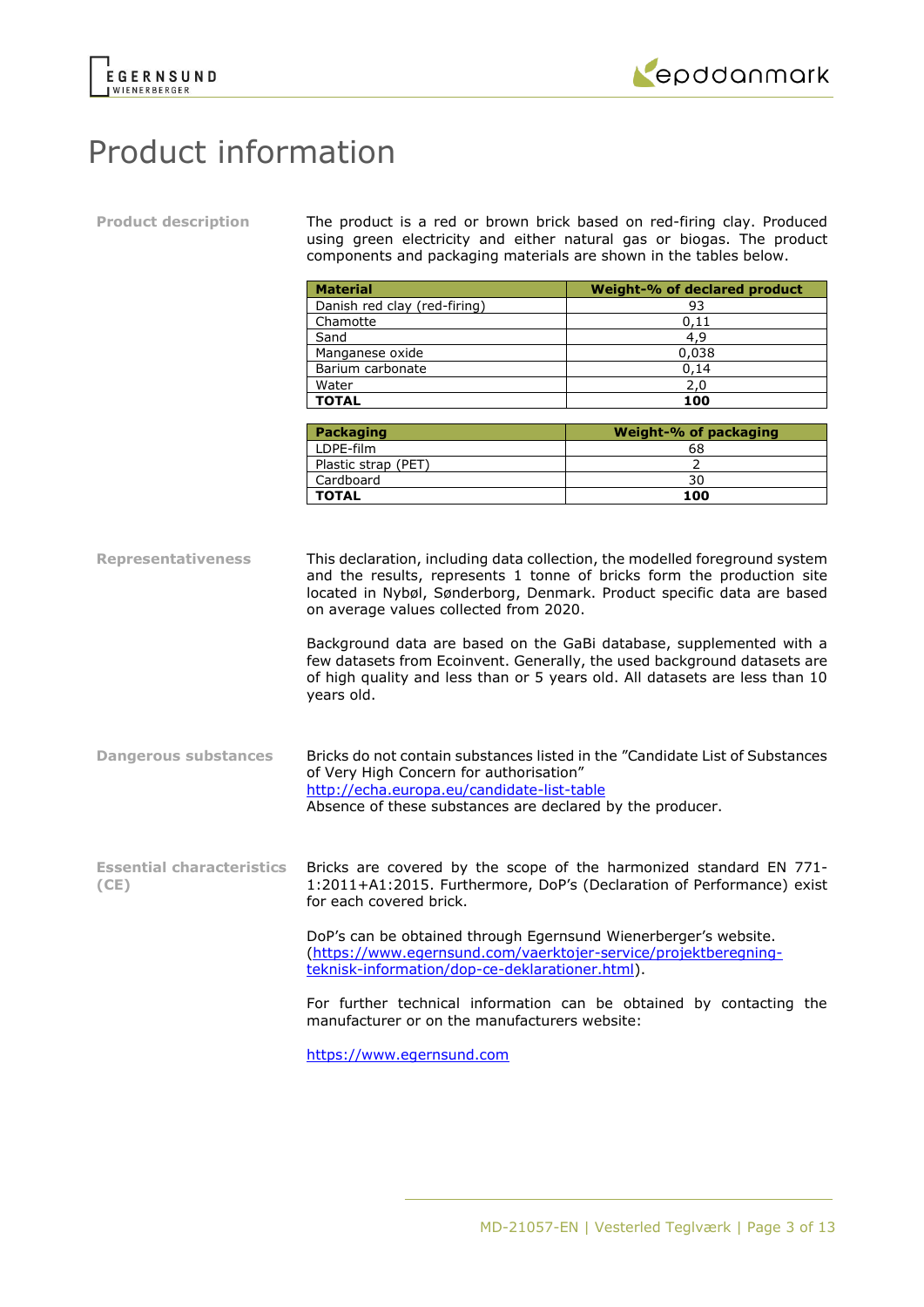# Product information

**Product description**

The product is a red or brown brick based on red-firing clay. Produced using green electricity and either natural gas or biogas. The product components and packaging materials are shown in the tables below.

| Material | Weight-% of declared product |
|---|---|
| Danish red clay (red-firing) | 93 |
| Chamotte | 0,11 |
| Sand | 4,9 |
| Manganese oxide | 0,038 |
| Barium carbonate | 0,14 |
| Water | 2,0 |
| **TOTAL** | **100** |

| Packaging | Weight-% of packaging |
|---|---|
| LDPE-film | 68 |
| Plastic strap (PET) | 2 |
| Cardboard | 30 |
| **TOTAL** | **100** |

**Representativeness**

This declaration, including data collection, the modelled foreground system and the results, represents 1 tonne of bricks form the production site located in Nybøl, Sønderborg, Denmark. Product specific data are based on average values collected from 2020.

Background data are based on the GaBi database, supplemented with a few datasets from Ecoinvent. Generally, the used background datasets are of high quality and less than or 5 years old. All datasets are less than 10 years old.

**Dangerous substances**

Bricks do not contain substances listed in the "Candidate List of Substances of Very High Concern for authorisation"
http://echa.europa.eu/candidate-list-table
Absence of these substances are declared by the producer.

**Essential characteristics (CE)**

Bricks are covered by the scope of the harmonized standard EN 771-1:2011+A1:2015. Furthermore, DoP's (Declaration of Performance) exist for each covered brick.

DoP's can be obtained through Egernsund Wienerberger's website. (https://www.egernsund.com/vaerktojer-service/projektberegning-teknisk-information/dop-ce-deklarationer.html).

For further technical information can be obtained by contacting the manufacturer or on the manufacturers website:

https://www.egernsund.com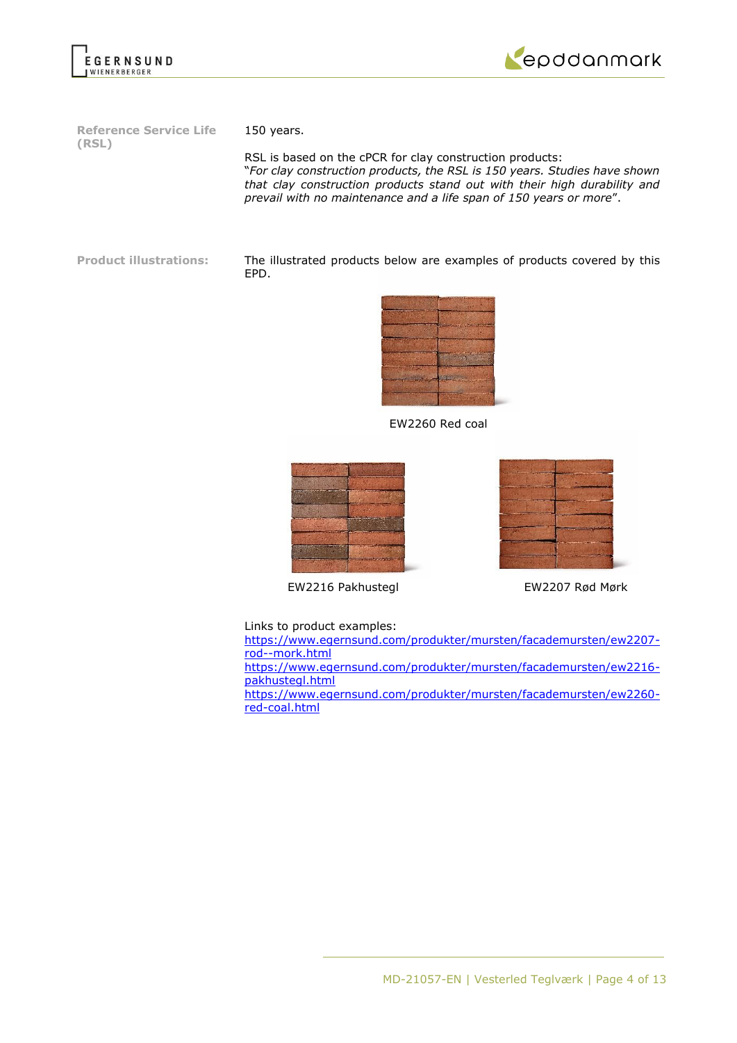**Reference Service Life (RSL)**

150 years.

RSL is based on the cPCR for clay construction products:
"*For clay construction products, the RSL is 150 years. Studies have shown that clay construction products stand out with their high durability and prevail with no maintenance and a life span of 150 years or more*".

**Product illustrations:**

The illustrated products below are examples of products covered by this EPD.

EW2260 Red coal

EW2216 Pakhustegl

EW2207 Rød Mørk

Links to product examples:
[https://www.egernsund.com/produkter/mursten/facademursten/ew2207-rod--mork.html](https://www.egernsund.com/produkter/mursten/facademursten/ew2207-rod--mork.html)
[https://www.egernsund.com/produkter/mursten/facademursten/ew2216-pakhustegl.html](https://www.egernsund.com/produkter/mursten/facademursten/ew2216-pakhustegl.html)
[https://www.egernsund.com/produkter/mursten/facademursten/ew2260-red-coal.html](https://www.egernsund.com/produkter/mursten/facademursten/ew2260-red-coal.html)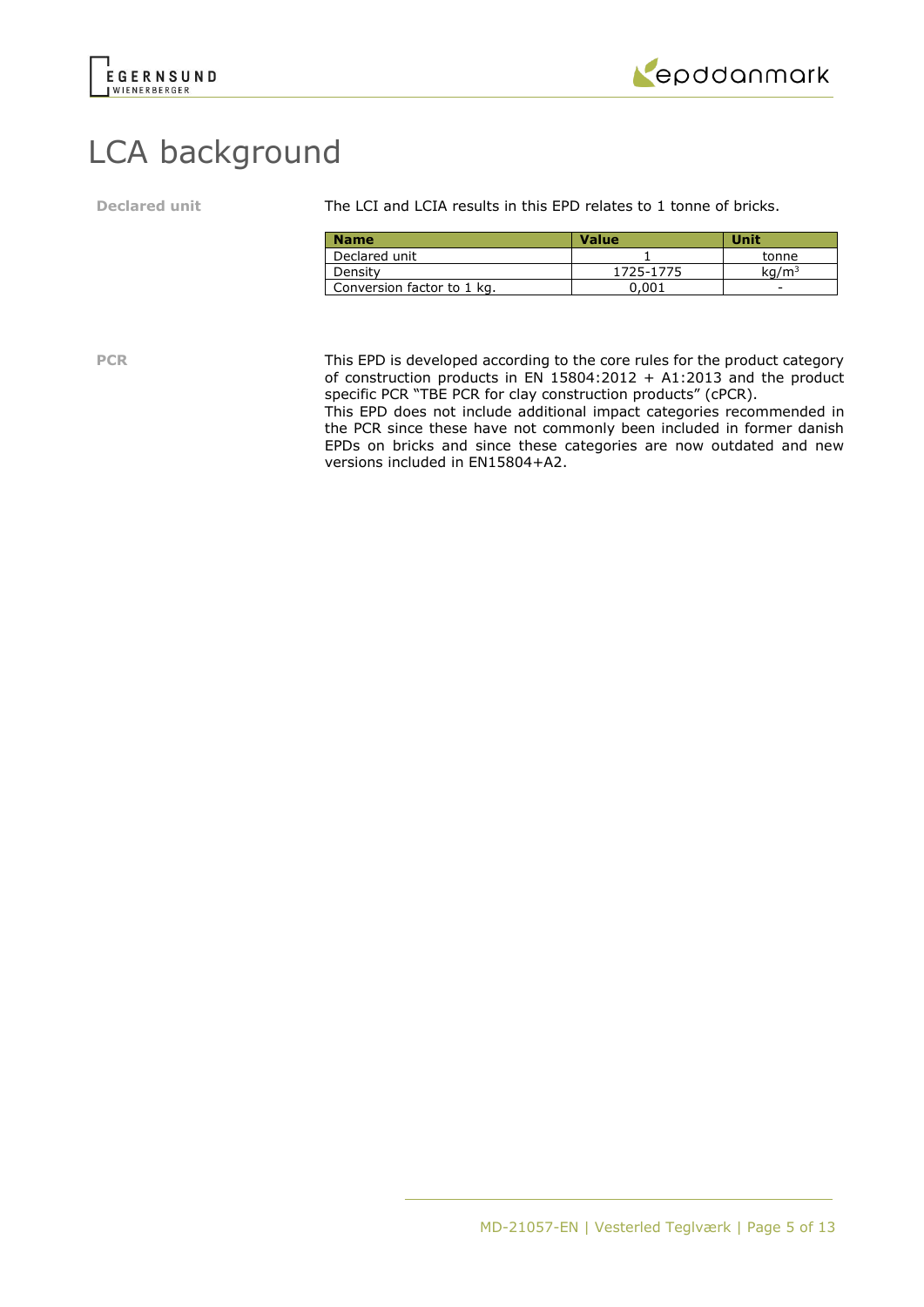# LCA background

**Declared unit**

The LCI and LCIA results in this EPD relates to 1 tonne of bricks.

| Name | Value | Unit |
|---|---|---|
| Declared unit | 1 | tonne |
| Density | 1725-1775 | $kg/m^3$ |
| Conversion factor to 1 kg. | 0,001 | - |

**PCR**

This EPD is developed according to the core rules for the product category of construction products in EN 15804:2012 + A1:2013 and the product specific PCR "TBE PCR for clay construction products" (cPCR).
This EPD does not include additional impact categories recommended in the PCR since these have not commonly been included in former danish EPDs on bricks and since these categories are now outdated and new versions included in EN15804+A2.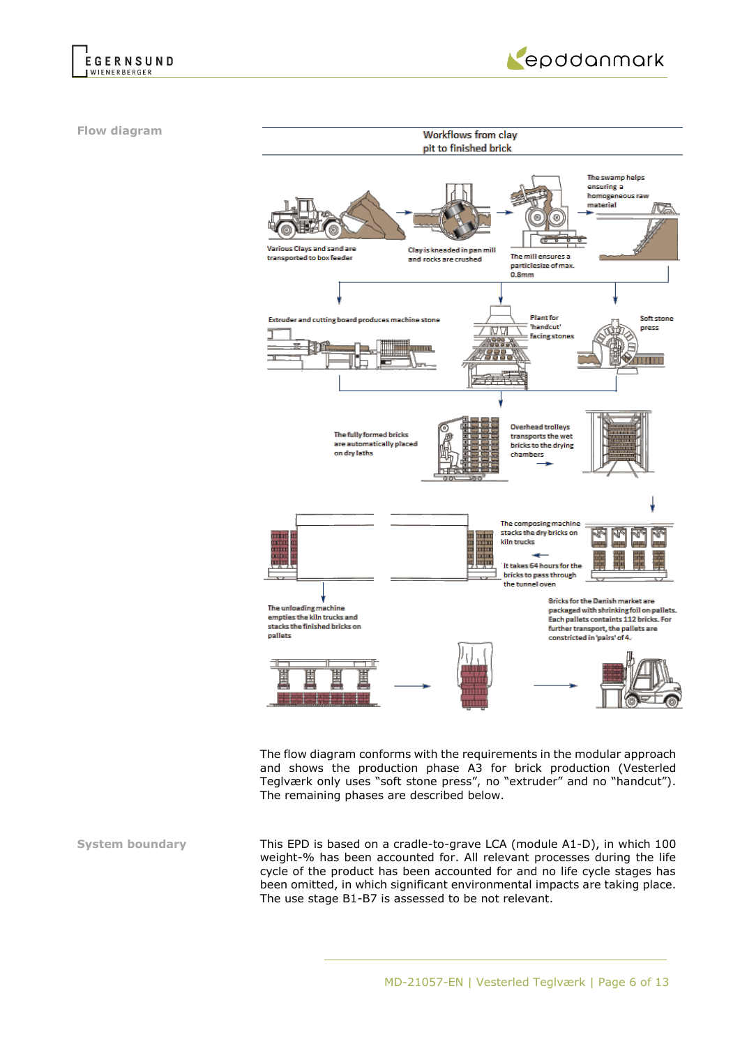**Flow diagram**

Workflows from clay pit to finished brick

Various Clays and sand are transported to box feeder

Clay is kneaded in pan mill and rocks are crushed

The mill ensures a particlesize of max. 0.8mm

The swamp helps ensuring a homogeneous raw material

Extruder and cutting board produces machine stone

Plant for 'handcut' facing stones

Soft stone press

The fully formed bricks are automatically placed on dry laths

Overhead trolleys transports the wet bricks to the drying chambers

The composing machine stacks the dry bricks on kiln trucks

It takes 64 hours for the bricks to pass through the tunnel oven

The unloading machine empties the kiln trucks and stacks the finished bricks on pallets

Bricks for the Danish market are packaged with shrinking foil on pallets. Each pallets containts 112 bricks. For further transport, the pallets are constricted in 'pairs' of 4.

The flow diagram conforms with the requirements in the modular approach and shows the production phase A3 for brick production (Vesterled Teglværk only uses "soft stone press", no "extruder" and no "handcut"). The remaining phases are described below.

**System boundary**

This EPD is based on a cradle-to-grave LCA (module A1-D), in which 100 weight-% has been accounted for. All relevant processes during the life cycle of the product has been accounted for and no life cycle stages has been omitted, in which significant environmental impacts are taking place. The use stage B1-B7 is assessed to be not relevant.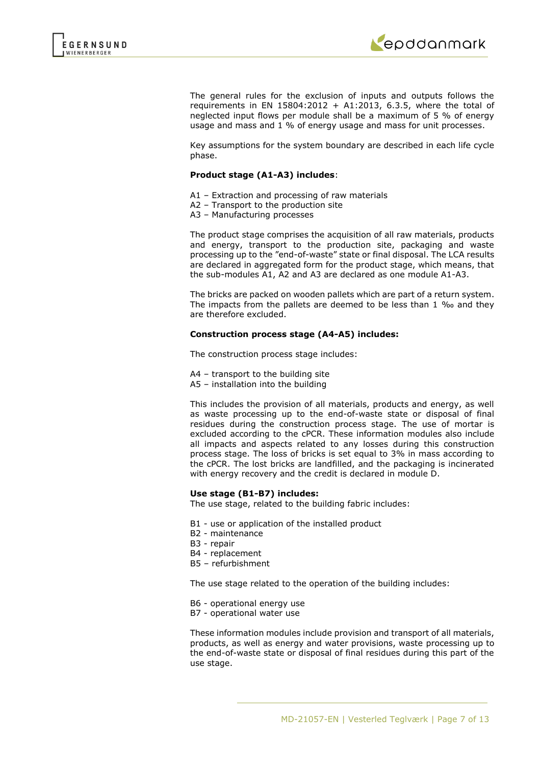The general rules for the exclusion of inputs and outputs follows the requirements in EN 15804:2012 + A1:2013, 6.3.5, where the total of neglected input flows per module shall be a maximum of 5 % of energy usage and mass and 1 % of energy usage and mass for unit processes.

Key assumptions for the system boundary are described in each life cycle phase.

**Product stage (A1-A3) includes**:

A1 – Extraction and processing of raw materials
A2 – Transport to the production site
A3 – Manufacturing processes

The product stage comprises the acquisition of all raw materials, products and energy, transport to the production site, packaging and waste processing up to the "end-of-waste" state or final disposal. The LCA results are declared in aggregated form for the product stage, which means, that the sub-modules A1, A2 and A3 are declared as one module A1-A3.

The bricks are packed on wooden pallets which are part of a return system. The impacts from the pallets are deemed to be less than 1 ‰ and they are therefore excluded.

**Construction process stage (A4-A5) includes:**

The construction process stage includes:

A4 – transport to the building site
A5 – installation into the building

This includes the provision of all materials, products and energy, as well as waste processing up to the end-of-waste state or disposal of final residues during the construction process stage. The use of mortar is excluded according to the cPCR. These information modules also include all impacts and aspects related to any losses during this construction process stage. The loss of bricks is set equal to 3% in mass according to the cPCR. The lost bricks are landfilled, and the packaging is incinerated with energy recovery and the credit is declared in module D.

**Use stage (B1-B7) includes:**
The use stage, related to the building fabric includes:

B1 - use or application of the installed product
B2 - maintenance
B3 - repair
B4 - replacement
B5 – refurbishment

The use stage related to the operation of the building includes:

B6 - operational energy use
B7 - operational water use

These information modules include provision and transport of all materials, products, as well as energy and water provisions, waste processing up to the end-of-waste state or disposal of final residues during this part of the use stage.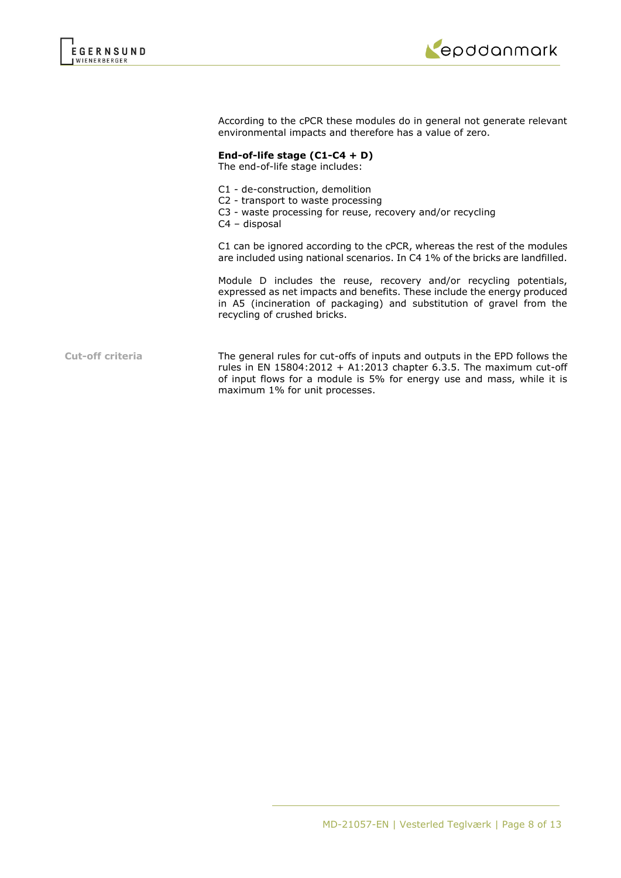According to the cPCR these modules do in general not generate relevant environmental impacts and therefore has a value of zero.

**End-of-life stage (C1-C4 + D)**
The end-of-life stage includes:

C1 - de-construction, demolition
C2 - transport to waste processing
C3 - waste processing for reuse, recovery and/or recycling
C4 – disposal

C1 can be ignored according to the cPCR, whereas the rest of the modules are included using national scenarios. In C4 1% of the bricks are landfilled.

Module D includes the reuse, recovery and/or recycling potentials, expressed as net impacts and benefits. These include the energy produced in A5 (incineration of packaging) and substitution of gravel from the recycling of crushed bricks.

**Cut-off criteria**

The general rules for cut-offs of inputs and outputs in the EPD follows the rules in EN 15804:2012 + A1:2013 chapter 6.3.5. The maximum cut-off of input flows for a module is 5% for energy use and mass, while it is maximum 1% for unit processes.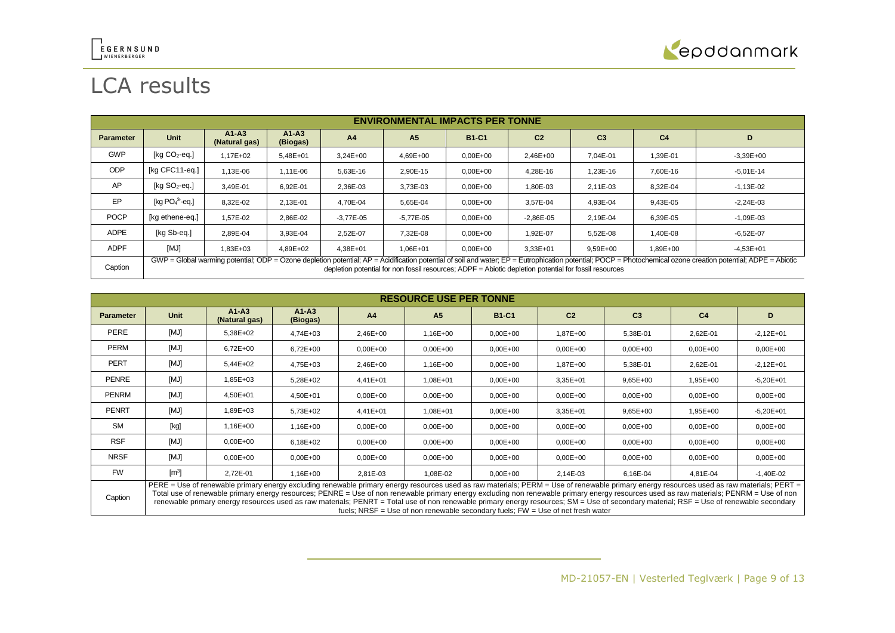# LCA results

| ENVIRONMENTAL IMPACTS PER TONNE | | | | | | | | | | |
|---|---|---|---|---|---|---|---|---|---|---|
| **Parameter** | **Unit** | **A1-A3 (Natural gas)** | **A1-A3 (Biogas)** | **A4** | **A5** | **B1-C1** | **C2** | **C3** | **C4** | **D** |
| GWP | [kg $CO_2$-eq.] | 1,17E+02 | 5,48E+01 | 3,24E+00 | 4,69E+00 | 0,00E+00 | 2,46E+00 | 7,04E-01 | 1,39E-01 | -3,39E+00 |
| ODP | [kg CFC11-eq.] | 1,13E-06 | 1,11E-06 | 5,63E-16 | 2,90E-15 | 0,00E+00 | 4,28E-16 | 1,23E-16 | 7,60E-16 | -5,01E-14 |
| AP | [kg $SO_2$-eq.] | 3,49E-01 | 6,92E-01 | 2,36E-03 | 3,73E-03 | 0,00E+00 | 1,80E-03 | 2,11E-03 | 8,32E-04 | -1,13E-02 |
| EP | [kg $PO_4^{3-}$-eq.] | 8,32E-02 | 2,13E-01 | 4,70E-04 | 5,65E-04 | 0,00E+00 | 3,57E-04 | 4,93E-04 | 9,43E-05 | -2,24E-03 |
| POCP | [kg ethene-eq.] | 1,57E-02 | 2,86E-02 | -3,77E-05 | -5,77E-05 | 0,00E+00 | -2,86E-05 | 2,19E-04 | 6,39E-05 | -1,09E-03 |
| ADPE | [kg Sb-eq.] | 2,89E-04 | 3,93E-04 | 2,52E-07 | 7,32E-08 | 0,00E+00 | 1,92E-07 | 5,52E-08 | 1,40E-08 | -6,52E-07 |
| ADPF | [MJ] | 1,83E+03 | 4,89E+02 | 4,38E+01 | 1,06E+01 | 0,00E+00 | 3,33E+01 | 9,59E+00 | 1,89E+00 | -4,53E+01 |
| Caption | GWP = Global warming potential; ODP = Ozone depletion potential; AP = Acidification potential of soil and water; EP = Eutrophication potential; POCP = Photochemical ozone creation potential; ADPE = Abiotic depletion potential for non fossil resources; ADPF = Abiotic depletion potential for fossil resources | | | | | | | | | |

| RESOURCE USE PER TONNE | | | | | | | | | | |
|---|---|---|---|---|---|---|---|---|---|---|
| **Parameter** | **Unit** | **A1-A3 (Natural gas)** | **A1-A3 (Biogas)** | **A4** | **A5** | **B1-C1** | **C2** | **C3** | **C4** | **D** |
| PERE | [MJ] | 5,38E+02 | 4,74E+03 | 2,46E+00 | 1,16E+00 | 0,00E+00 | 1,87E+00 | 5,38E-01 | 2,62E-01 | -2,12E+01 |
| PERM | [MJ] | 6,72E+00 | 6,72E+00 | 0,00E+00 | 0,00E+00 | 0,00E+00 | 0,00E+00 | 0,00E+00 | 0,00E+00 | 0,00E+00 |
| PERT | [MJ] | 5,44E+02 | 4,75E+03 | 2,46E+00 | 1,16E+00 | 0,00E+00 | 1,87E+00 | 5,38E-01 | 2,62E-01 | -2,12E+01 |
| PENRE | [MJ] | 1,85E+03 | 5,28E+02 | 4,41E+01 | 1,08E+01 | 0,00E+00 | 3,35E+01 | 9,65E+00 | 1,95E+00 | -5,20E+01 |
| PENRM | [MJ] | 4,50E+01 | 4,50E+01 | 0,00E+00 | 0,00E+00 | 0,00E+00 | 0,00E+00 | 0,00E+00 | 0,00E+00 | 0,00E+00 |
| PENRT | [MJ] | 1,89E+03 | 5,73E+02 | 4,41E+01 | 1,08E+01 | 0,00E+00 | 3,35E+01 | 9,65E+00 | 1,95E+00 | -5,20E+01 |
| SM | [kg] | 1,16E+00 | 1,16E+00 | 0,00E+00 | 0,00E+00 | 0,00E+00 | 0,00E+00 | 0,00E+00 | 0,00E+00 | 0,00E+00 |
| RSF | [MJ] | 0,00E+00 | 6,18E+02 | 0,00E+00 | 0,00E+00 | 0,00E+00 | 0,00E+00 | 0,00E+00 | 0,00E+00 | 0,00E+00 |
| NRSF | [MJ] | 0,00E+00 | 0,00E+00 | 0,00E+00 | 0,00E+00 | 0,00E+00 | 0,00E+00 | 0,00E+00 | 0,00E+00 | 0,00E+00 |
| FW | [$m^3$] | 2,72E-01 | 1,16E+00 | 2,81E-03 | 1,08E-02 | 0,00E+00 | 2,14E-03 | 6,16E-04 | 4,81E-04 | -1,40E-02 |
| Caption | PERE = Use of renewable primary energy excluding renewable primary energy resources used as raw materials; PERM = Use of renewable primary energy resources used as raw materials; PERT = Total use of renewable primary energy resources; PENRE = Use of non renewable primary energy excluding non renewable primary energy resources used as raw materials; PENRM = Use of non renewable primary energy resources used as raw materials; PENRT = Total use of non renewable primary energy resources; SM = Use of secondary material; RSF = Use of renewable secondary fuels; NRSF = Use of non renewable secondary fuels; FW = Use of net fresh water | | | | | | | | | |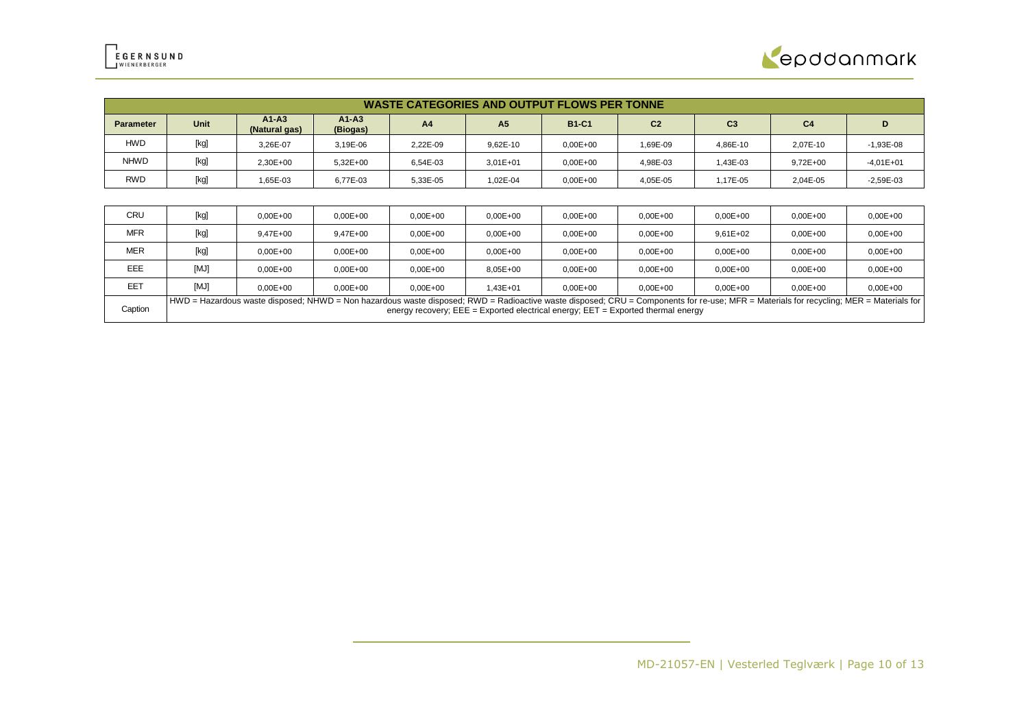| WASTE CATEGORIES AND OUTPUT FLOWS PER TONNE | | | | | | | | | | |
|---|---|---|---|---|---|---|---|---|---|---|
| **Parameter** | **Unit** | **A1-A3 (Natural gas)** | **A1-A3 (Biogas)** | **A4** | **A5** | **B1-C1** | **C2** | **C3** | **C4** | **D** |
| HWD | [kg] | 3,26E-07 | 3,19E-06 | 2,22E-09 | 9,62E-10 | 0,00E+00 | 1,69E-09 | 4,86E-10 | 2,07E-10 | -1,93E-08 |
| NHWD | [kg] | 2,30E+00 | 5,32E+00 | 6,54E-03 | 3,01E+01 | 0,00E+00 | 4,98E-03 | 1,43E-03 | 9,72E+00 | -4,01E+01 |
| RWD | [kg] | 1,65E-03 | 6,77E-03 | 5,33E-05 | 1,02E-04 | 0,00E+00 | 4,05E-05 | 1,17E-05 | 2,04E-05 | -2,59E-03 |
| CRU | [kg] | 0,00E+00 | 0,00E+00 | 0,00E+00 | 0,00E+00 | 0,00E+00 | 0,00E+00 | 0,00E+00 | 0,00E+00 | 0,00E+00 |
| MFR | [kg] | 9,47E+00 | 9,47E+00 | 0,00E+00 | 0,00E+00 | 0,00E+00 | 0,00E+00 | 9,61E+02 | 0,00E+00 | 0,00E+00 |
| MER | [kg] | 0,00E+00 | 0,00E+00 | 0,00E+00 | 0,00E+00 | 0,00E+00 | 0,00E+00 | 0,00E+00 | 0,00E+00 | 0,00E+00 |
| EEE | [MJ] | 0,00E+00 | 0,00E+00 | 0,00E+00 | 8,05E+00 | 0,00E+00 | 0,00E+00 | 0,00E+00 | 0,00E+00 | 0,00E+00 |
| EET | [MJ] | 0,00E+00 | 0,00E+00 | 0,00E+00 | 1,43E+01 | 0,00E+00 | 0,00E+00 | 0,00E+00 | 0,00E+00 | 0,00E+00 |
| Caption | HWD = Hazardous waste disposed; NHWD = Non hazardous waste disposed; RWD = Radioactive waste disposed; CRU = Components for re-use; MFR = Materials for recycling; MER = Materials for energy recovery; EEE = Exported electrical energy; EET = Exported thermal energy | | | | | | | | | |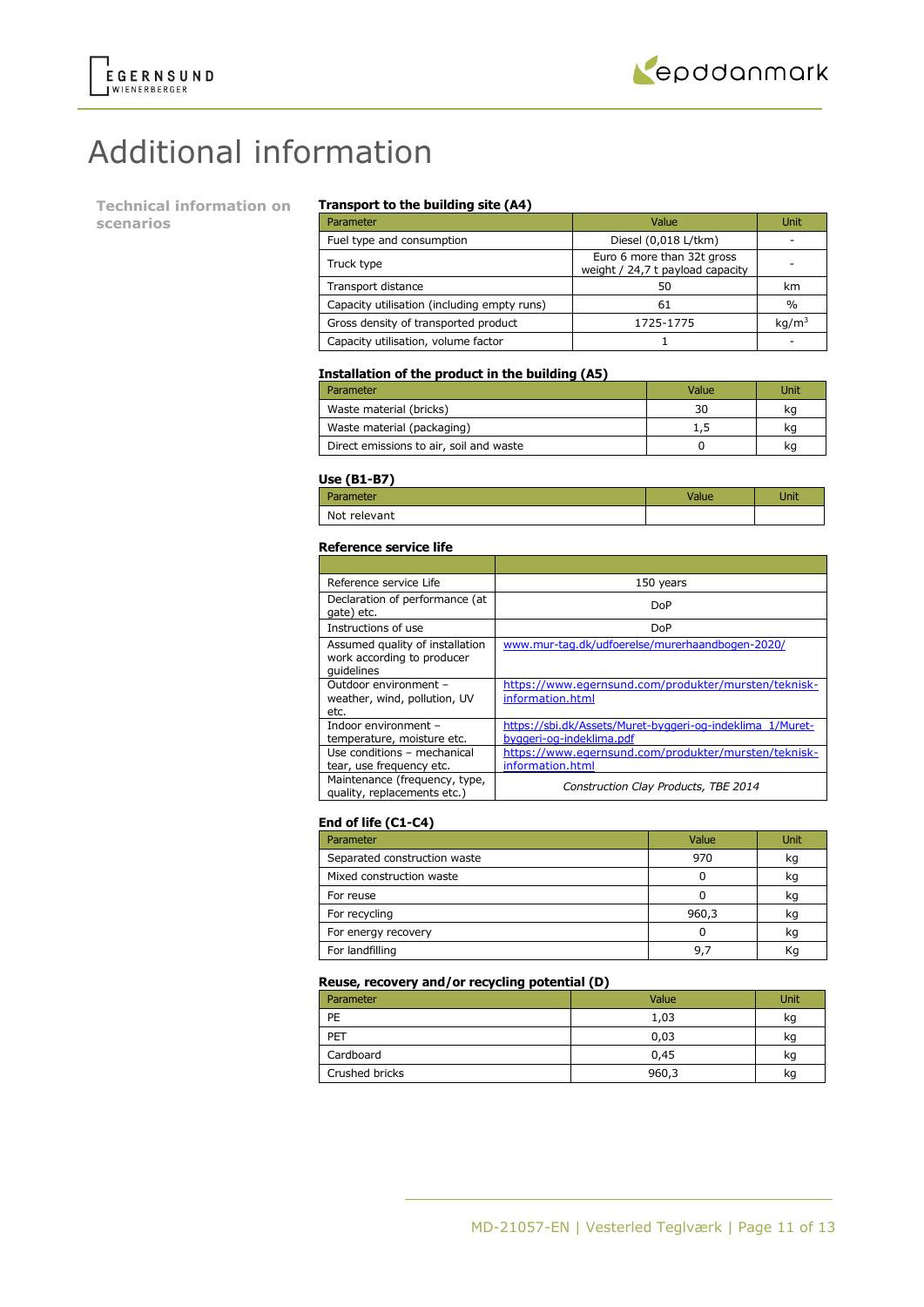# Additional information

## Technical information on scenarios

### Transport to the building site (A4)

| Parameter | Value | Unit |
|---|---|---|
| Fuel type and consumption | Diesel (0,018 L/tkm) | - |
| Truck type | Euro 6 more than 32t gross weight / 24,7 t payload capacity | - |
| Transport distance | 50 | km |
| Capacity utilisation (including empty runs) | 61 | % |
| Gross density of transported product | 1725-1775 | kg/m$^3$ |
| Capacity utilisation, volume factor | 1 | - |

### Installation of the product in the building (A5)

| Parameter | Value | Unit |
|---|---|---|
| Waste material (bricks) | 30 | kg |
| Waste material (packaging) | 1,5 | kg |
| Direct emissions to air, soil and waste | 0 | kg |

### Use (B1-B7)

| Parameter | Value | Unit |
|---|---|---|
| Not relevant | | |

### Reference service life

| | |
|---|---|
| Reference service Life | 150 years |
| Declaration of performance (at gate) etc. | DoP |
| Instructions of use | DoP |
| Assumed quality of installation work according to producer guidelines | www.mur-tag.dk/udfoerelse/murerhaandbogen-2020/ |
| Outdoor environment – weather, wind, pollution, UV etc. | https://www.egernsund.com/produkter/mursten/teknisk-information.html |
| Indoor environment – temperature, moisture etc. | https://sbi.dk/Assets/Muret-byggeri-og-indeklima_1/Muret-byggeri-og-indeklima.pdf |
| Use conditions – mechanical tear, use frequency etc. | https://www.egernsund.com/produkter/mursten/teknisk-information.html |
| Maintenance (frequency, type, quality, replacements etc.) | *Construction Clay Products, TBE 2014* |

### End of life (C1-C4)

| Parameter | Value | Unit |
|---|---|---|
| Separated construction waste | 970 | kg |
| Mixed construction waste | 0 | kg |
| For reuse | 0 | kg |
| For recycling | 960,3 | kg |
| For energy recovery | 0 | kg |
| For landfilling | 9,7 | Kg |

### Reuse, recovery and/or recycling potential (D)

| Parameter | Value | Unit |
|---|---|---|
| PE | 1,03 | kg |
| PET | 0,03 | kg |
| Cardboard | 0,45 | kg |
| Crushed bricks | 960,3 | kg |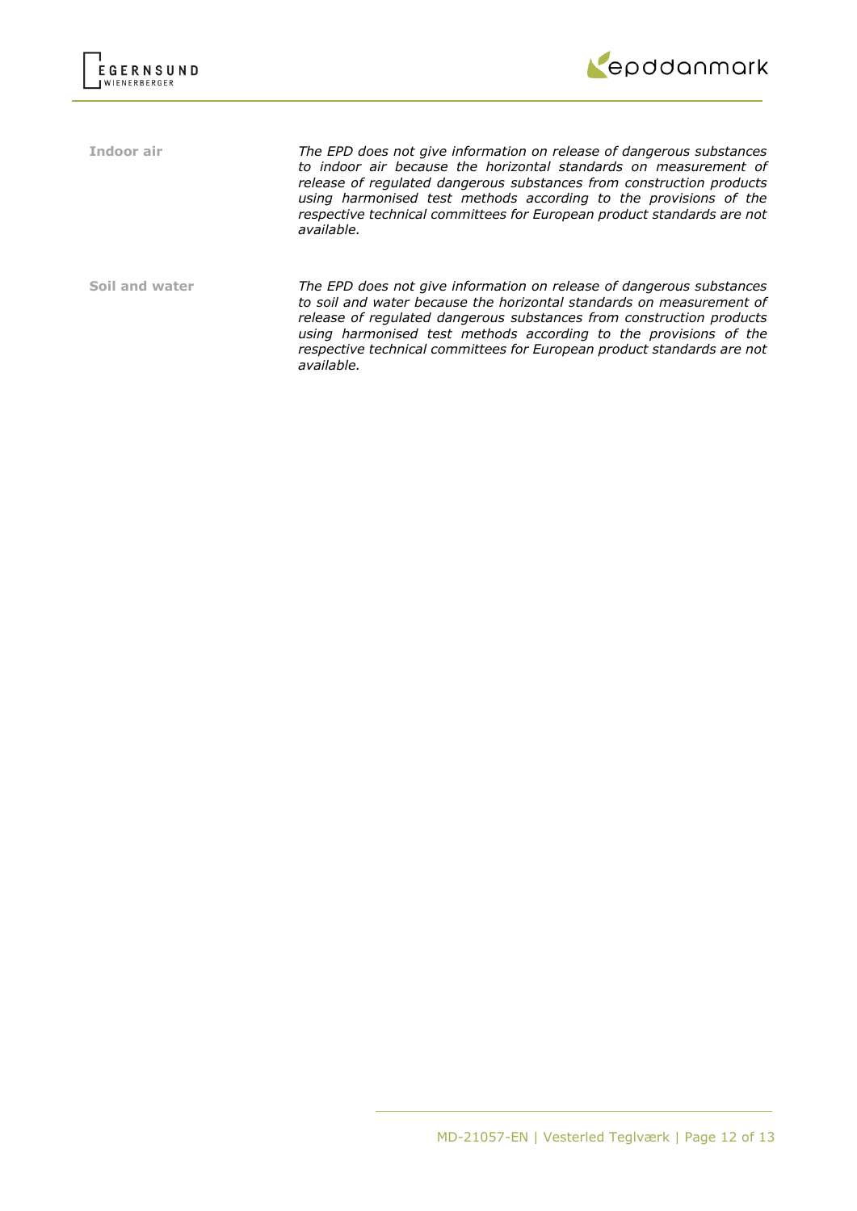**Indoor air**

*The EPD does not give information on release of dangerous substances to indoor air because the horizontal standards on measurement of release of regulated dangerous substances from construction products using harmonised test methods according to the provisions of the respective technical committees for European product standards are not available.*

**Soil and water**

*The EPD does not give information on release of dangerous substances to soil and water because the horizontal standards on measurement of release of regulated dangerous substances from construction products using harmonised test methods according to the provisions of the respective technical committees for European product standards are not available.*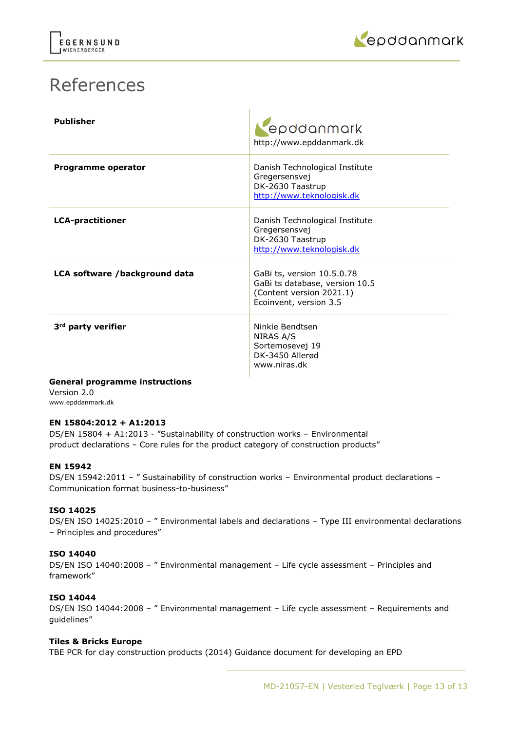# References

| | |
|---|---|
| **Publisher** | epddanmark<br>http://www.epddanmark.dk |
| **Programme operator** | Danish Technological Institute<br>Gregersensvej<br>DK-2630 Taastrup<br>http://www.teknologisk.dk |
| **LCA-practitioner** | Danish Technological Institute<br>Gregersensvej<br>DK-2630 Taastrup<br>http://www.teknologisk.dk |
| **LCA software /background data** | GaBi ts, version 10.5.0.78<br>GaBi ts database, version 10.5<br>(Content version 2021.1)<br>Ecoinvent, version 3.5 |
| **3rd party verifier** | Ninkie Bendtsen<br>NIRAS A/S<br>Sortemosevej 19<br>DK-3450 Allerød<br>www.niras.dk |

**General programme instructions**
Version 2.0
www.epddanmark.dk

**EN 15804:2012 + A1:2013**
DS/EN 15804 + A1:2013 - "Sustainability of construction works – Environmental product declarations – Core rules for the product category of construction products"

**EN 15942**
DS/EN 15942:2011 – " Sustainability of construction works – Environmental product declarations – Communication format business-to-business"

**ISO 14025**
DS/EN ISO 14025:2010 – " Environmental labels and declarations – Type III environmental declarations – Principles and procedures"

**ISO 14040**
DS/EN ISO 14040:2008 – " Environmental management – Life cycle assessment – Principles and framework"

**ISO 14044**
DS/EN ISO 14044:2008 – " Environmental management – Life cycle assessment – Requirements and guidelines"

**Tiles & Bricks Europe**
TBE PCR for clay construction products (2014) Guidance document for developing an EPD